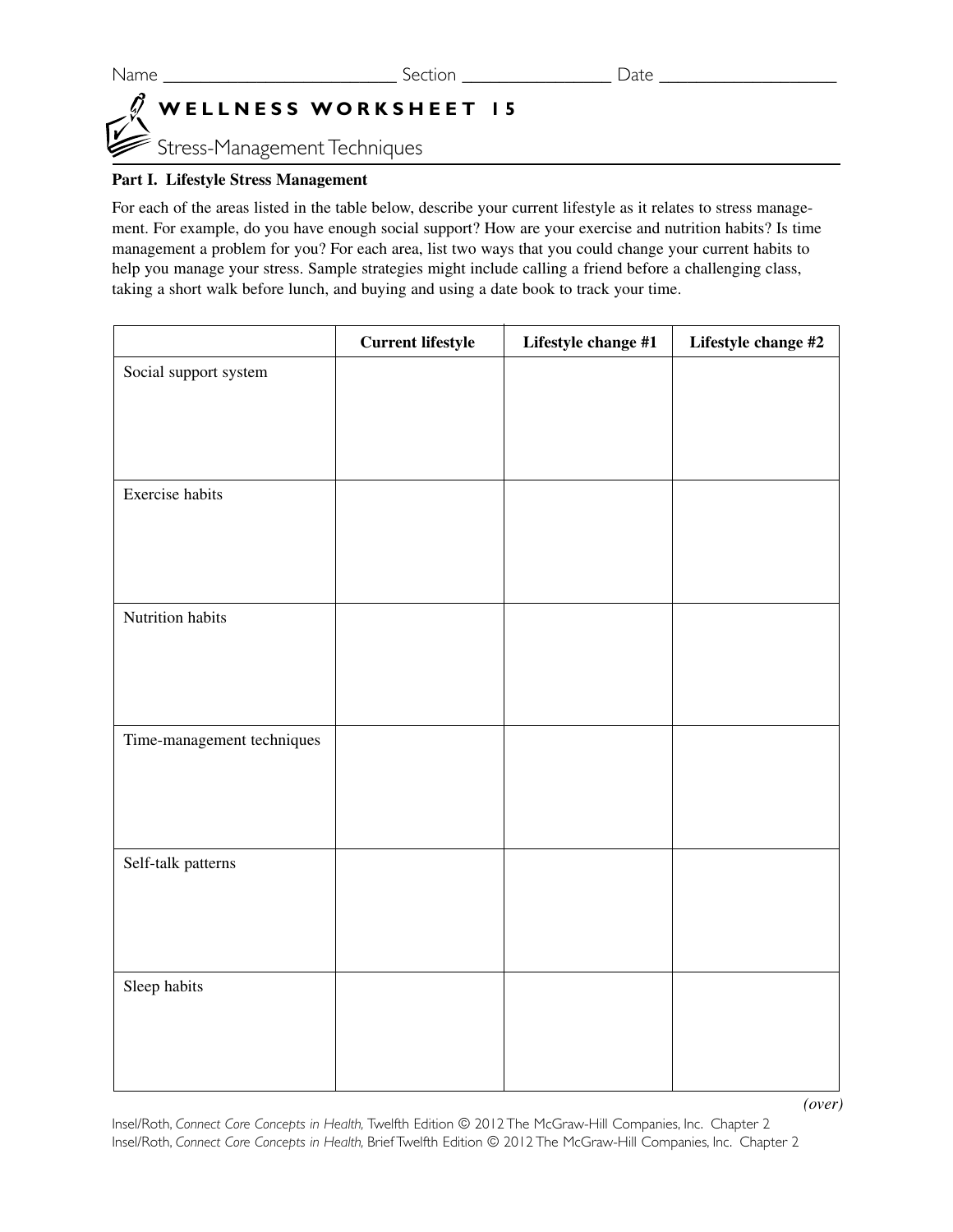Name ________________________ Section ______________ Date ________________

# WELLNESS WORKSHEET 15

## Stress-Management Techniques

**Part I. Lifestyle Stress Management**

For each of the areas listed in the table below, describe your current lifestyle as it relates to stress management. For example, do you have enough social support? How are your exercise and nutrition habits? Is time management a problem for you? For each area, list two ways that you could change your current habits to help you manage your stress. Sample strategies might include calling a friend before a challenging class, taking a short walk before lunch, and buying and using a date book to track your time.

| | Current lifestyle | Lifestyle change #1 | Lifestyle change #2 |
|---|---|---|---|
| Social support system | | | |
| Exercise habits | | | |
| Nutrition habits | | | |
| Time-management techniques | | | |
| Self-talk patterns | | | |
| Sleep habits | | | |

*(over)*

Insel/Roth, *Connect Core Concepts in Health,* Twelfth Edition © 2012 The McGraw-Hill Companies, Inc. Chapter 2
Insel/Roth, *Connect Core Concepts in Health,* Brief Twelfth Edition © 2012 The McGraw-Hill Companies, Inc. Chapter 2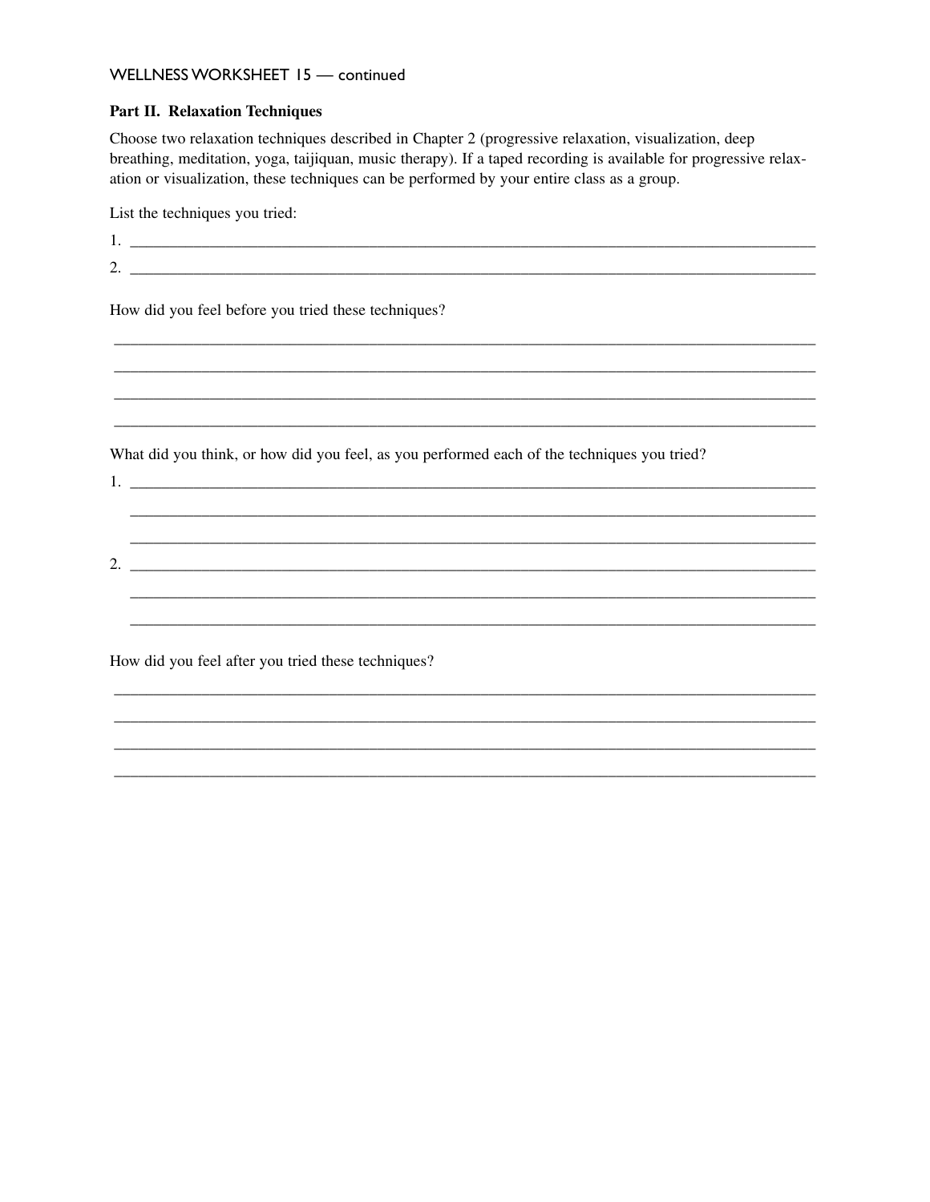WELLNESS WORKSHEET 15 — continued

**Part II. Relaxation Techniques**

Choose two relaxation techniques described in Chapter 2 (progressive relaxation, visualization, deep breathing, meditation, yoga, taijiquan, music therapy). If a taped recording is available for progressive relaxation or visualization, these techniques can be performed by your entire class as a group.

List the techniques you tried:

1. ___________________________________________________________________________
2. ___________________________________________________________________________

How did you feel before you tried these techniques?

___________________________________________________________________________

___________________________________________________________________________

___________________________________________________________________________

___________________________________________________________________________

What did you think, or how did you feel, as you performed each of the techniques you tried?

1. ___________________________________________________________________________

   ___________________________________________________________________________

   ___________________________________________________________________________

2. ___________________________________________________________________________

   ___________________________________________________________________________

   ___________________________________________________________________________

How did you feel after you tried these techniques?

___________________________________________________________________________

___________________________________________________________________________

___________________________________________________________________________

___________________________________________________________________________